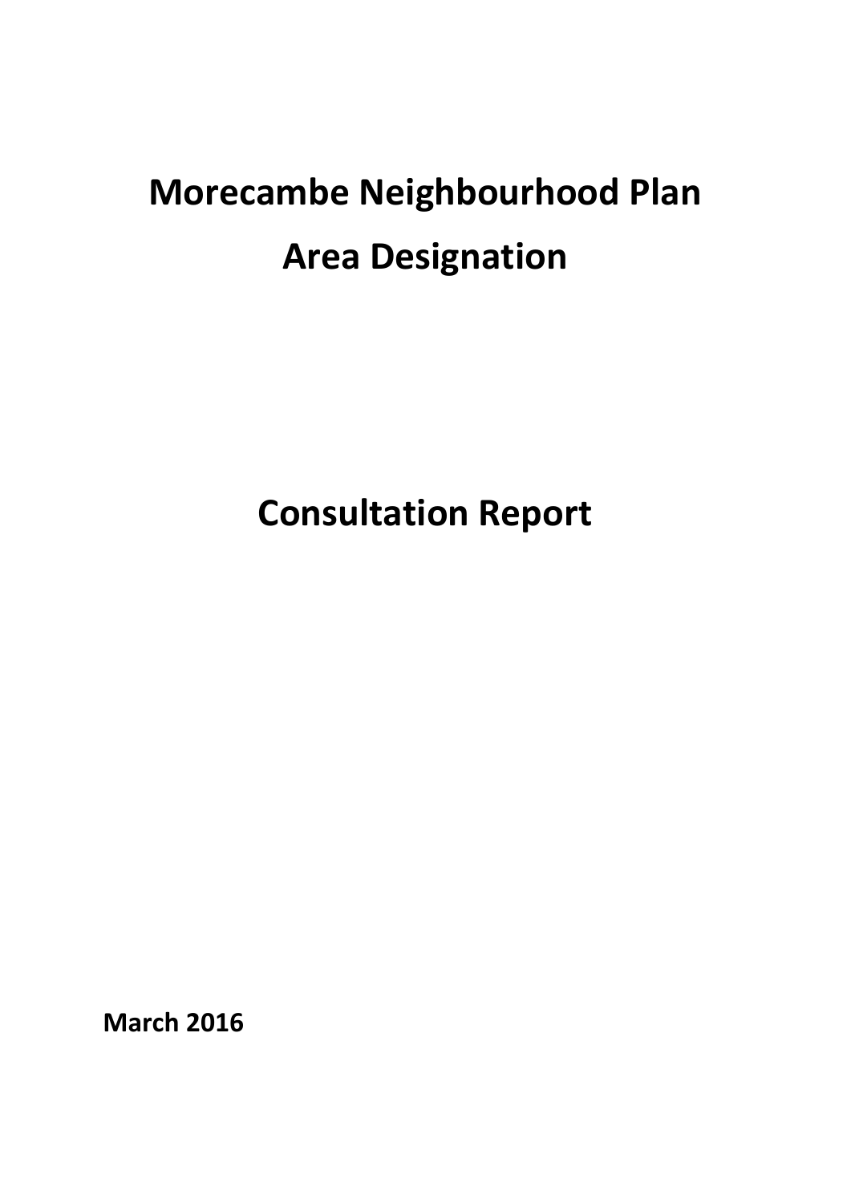# Morecambe Neighbourhood Plan

# Area Designation

# Consultation Report

**March 2016**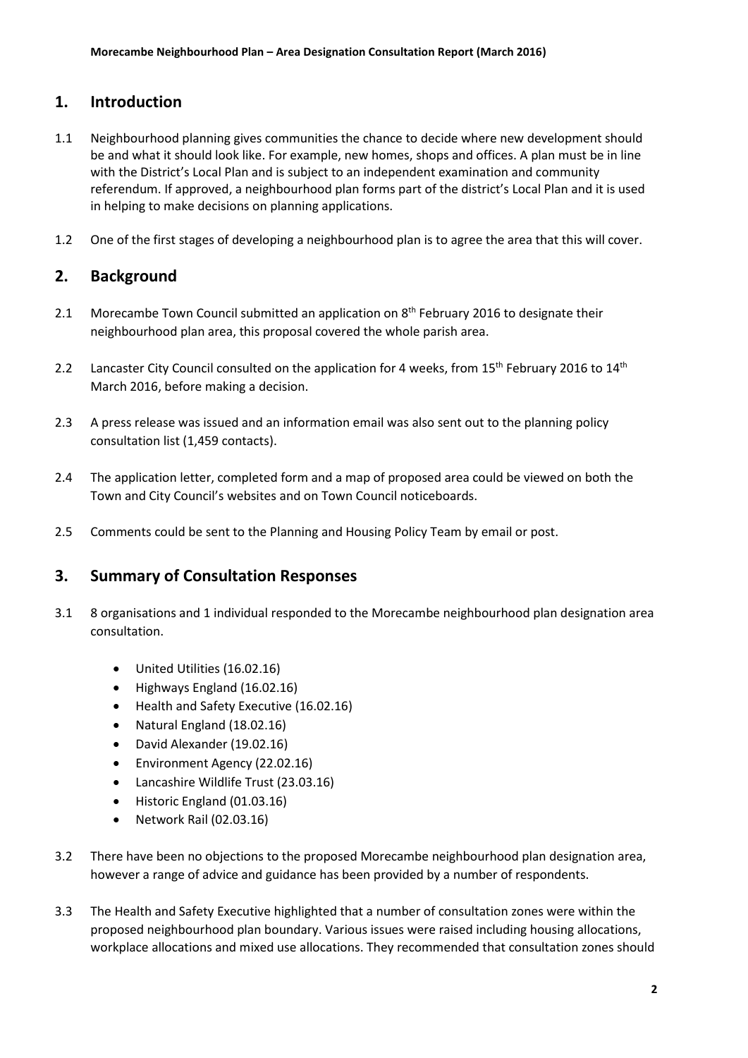## 1. Introduction

1.1 Neighbourhood planning gives communities the chance to decide where new development should be and what it should look like. For example, new homes, shops and offices. A plan must be in line with the District's Local Plan and is subject to an independent examination and community referendum. If approved, a neighbourhood plan forms part of the district's Local Plan and it is used in helping to make decisions on planning applications.

1.2 One of the first stages of developing a neighbourhood plan is to agree the area that this will cover.

## 2. Background

2.1 Morecambe Town Council submitted an application on 8th February 2016 to designate their neighbourhood plan area, this proposal covered the whole parish area.

2.2 Lancaster City Council consulted on the application for 4 weeks, from 15th February 2016 to 14th March 2016, before making a decision.

2.3 A press release was issued and an information email was also sent out to the planning policy consultation list (1,459 contacts).

2.4 The application letter, completed form and a map of proposed area could be viewed on both the Town and City Council's websites and on Town Council noticeboards.

2.5 Comments could be sent to the Planning and Housing Policy Team by email or post.

## 3. Summary of Consultation Responses

3.1 8 organisations and 1 individual responded to the Morecambe neighbourhood plan designation area consultation.

- United Utilities (16.02.16)
- Highways England (16.02.16)
- Health and Safety Executive (16.02.16)
- Natural England (18.02.16)
- David Alexander (19.02.16)
- Environment Agency (22.02.16)
- Lancashire Wildlife Trust (23.03.16)
- Historic England (01.03.16)
- Network Rail (02.03.16)

3.2 There have been no objections to the proposed Morecambe neighbourhood plan designation area, however a range of advice and guidance has been provided by a number of respondents.

3.3 The Health and Safety Executive highlighted that a number of consultation zones were within the proposed neighbourhood plan boundary. Various issues were raised including housing allocations, workplace allocations and mixed use allocations. They recommended that consultation zones should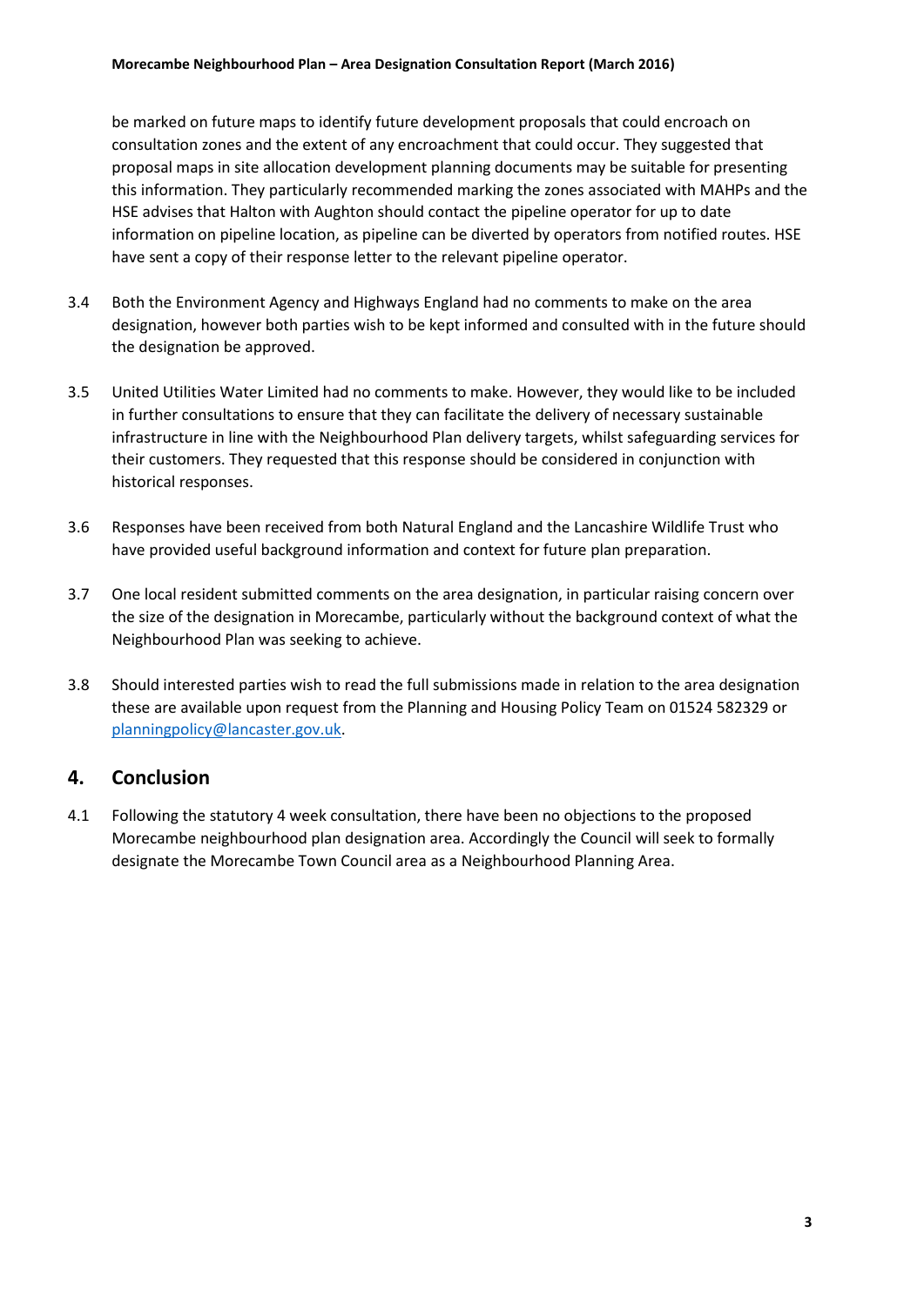be marked on future maps to identify future development proposals that could encroach on consultation zones and the extent of any encroachment that could occur. They suggested that proposal maps in site allocation development planning documents may be suitable for presenting this information. They particularly recommended marking the zones associated with MAHPs and the HSE advises that Halton with Aughton should contact the pipeline operator for up to date information on pipeline location, as pipeline can be diverted by operators from notified routes. HSE have sent a copy of their response letter to the relevant pipeline operator.

3.4 Both the Environment Agency and Highways England had no comments to make on the area designation, however both parties wish to be kept informed and consulted with in the future should the designation be approved.

3.5 United Utilities Water Limited had no comments to make. However, they would like to be included in further consultations to ensure that they can facilitate the delivery of necessary sustainable infrastructure in line with the Neighbourhood Plan delivery targets, whilst safeguarding services for their customers. They requested that this response should be considered in conjunction with historical responses.

3.6 Responses have been received from both Natural England and the Lancashire Wildlife Trust who have provided useful background information and context for future plan preparation.

3.7 One local resident submitted comments on the area designation, in particular raising concern over the size of the designation in Morecambe, particularly without the background context of what the Neighbourhood Plan was seeking to achieve.

3.8 Should interested parties wish to read the full submissions made in relation to the area designation these are available upon request from the Planning and Housing Policy Team on 01524 582329 or planningpolicy@lancaster.gov.uk.

## 4. Conclusion

4.1 Following the statutory 4 week consultation, there have been no objections to the proposed Morecambe neighbourhood plan designation area. Accordingly the Council will seek to formally designate the Morecambe Town Council area as a Neighbourhood Planning Area.